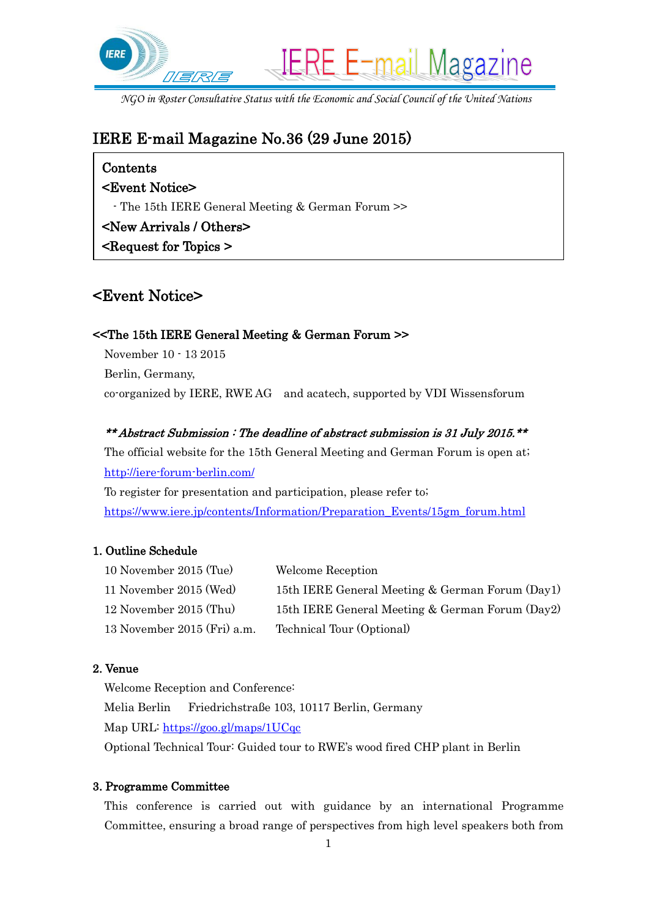IERE E-mail Magazine

*NGO in Roster Consultative Status with the Economic and Social Council of the United Nations*

# IERE E-mail Magazine No.36 (29 June 2015)

**Contents**

**<Event Notice>**

- The 15th IERE General Meeting & German Forum >>

**<New Arrivals / Others>**

**<Request for Topics >**

## <Event Notice>

### <<The 15th IERE General Meeting & German Forum >>

November 10 - 13 2015

Berlin, Germany,

co-organized by IERE, RWE AG and acatech, supported by VDI Wissensforum

***\*\* Abstract Submission : The deadline of abstract submission is 31 July 2015.\*\****

The official website for the 15th General Meeting and German Forum is open at;

http://iere-forum-berlin.com/

To register for presentation and participation, please refer to;

https://www.iere.jp/contents/Information/Preparation_Events/15gm_forum.html

#### 1. Outline Schedule

| | |
|---|---|
| 10 November 2015 (Tue) | Welcome Reception |
| 11 November 2015 (Wed) | 15th IERE General Meeting & German Forum (Day1) |
| 12 November 2015 (Thu) | 15th IERE General Meeting & German Forum (Day2) |
| 13 November 2015 (Fri) a.m. | Technical Tour (Optional) |

#### 2. Venue

Welcome Reception and Conference:

Melia Berlin Friedrichstraße 103, 10117 Berlin, Germany

Map URL: https://goo.gl/maps/1UCqc

Optional Technical Tour: Guided tour to RWE's wood fired CHP plant in Berlin

#### 3. Programme Committee

This conference is carried out with guidance by an international Programme Committee, ensuring a broad range of perspectives from high level speakers both from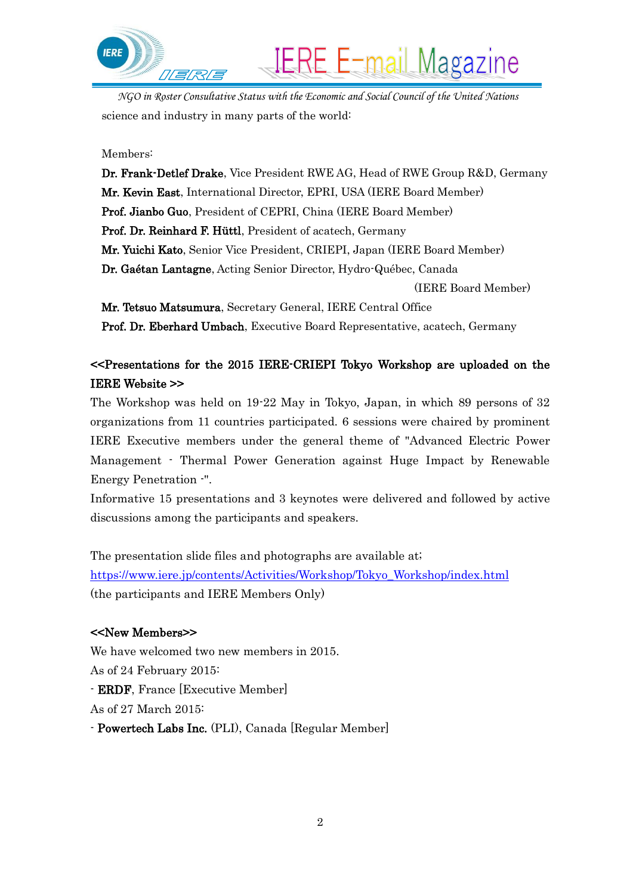science and industry in many parts of the world:

Members:

**Dr. Frank-Detlef Drake**, Vice President RWE AG, Head of RWE Group R&D, Germany
**Mr. Kevin East**, International Director, EPRI, USA (IERE Board Member)
**Prof. Jianbo Guo**, President of CEPRI, China (IERE Board Member)
**Prof. Dr. Reinhard F. Hüttl**, President of acatech, Germany
**Mr. Yuichi Kato**, Senior Vice President, CRIEPI, Japan (IERE Board Member)
**Dr. Gaétan Lantagne**, Acting Senior Director, Hydro-Québec, Canada (IERE Board Member)
**Mr. Tetsuo Matsumura**, Secretary General, IERE Central Office
**Prof. Dr. Eberhard Umbach**, Executive Board Representative, acatech, Germany

**<<Presentations for the 2015 IERE-CRIEPI Tokyo Workshop are uploaded on the IERE Website >>**

The Workshop was held on 19-22 May in Tokyo, Japan, in which 89 persons of 32 organizations from 11 countries participated. 6 sessions were chaired by prominent IERE Executive members under the general theme of "Advanced Electric Power Management - Thermal Power Generation against Huge Impact by Renewable Energy Penetration -".
Informative 15 presentations and 3 keynotes were delivered and followed by active discussions among the participants and speakers.

The presentation slide files and photographs are available at;
https://www.iere.jp/contents/Activities/Workshop/Tokyo_Workshop/index.html
(the participants and IERE Members Only)

**<<New Members>>**

We have welcomed two new members in 2015.
As of 24 February 2015:
- **ERDF**, France [Executive Member]

As of 27 March 2015:
- **Powertech Labs Inc.** (PLI), Canada [Regular Member]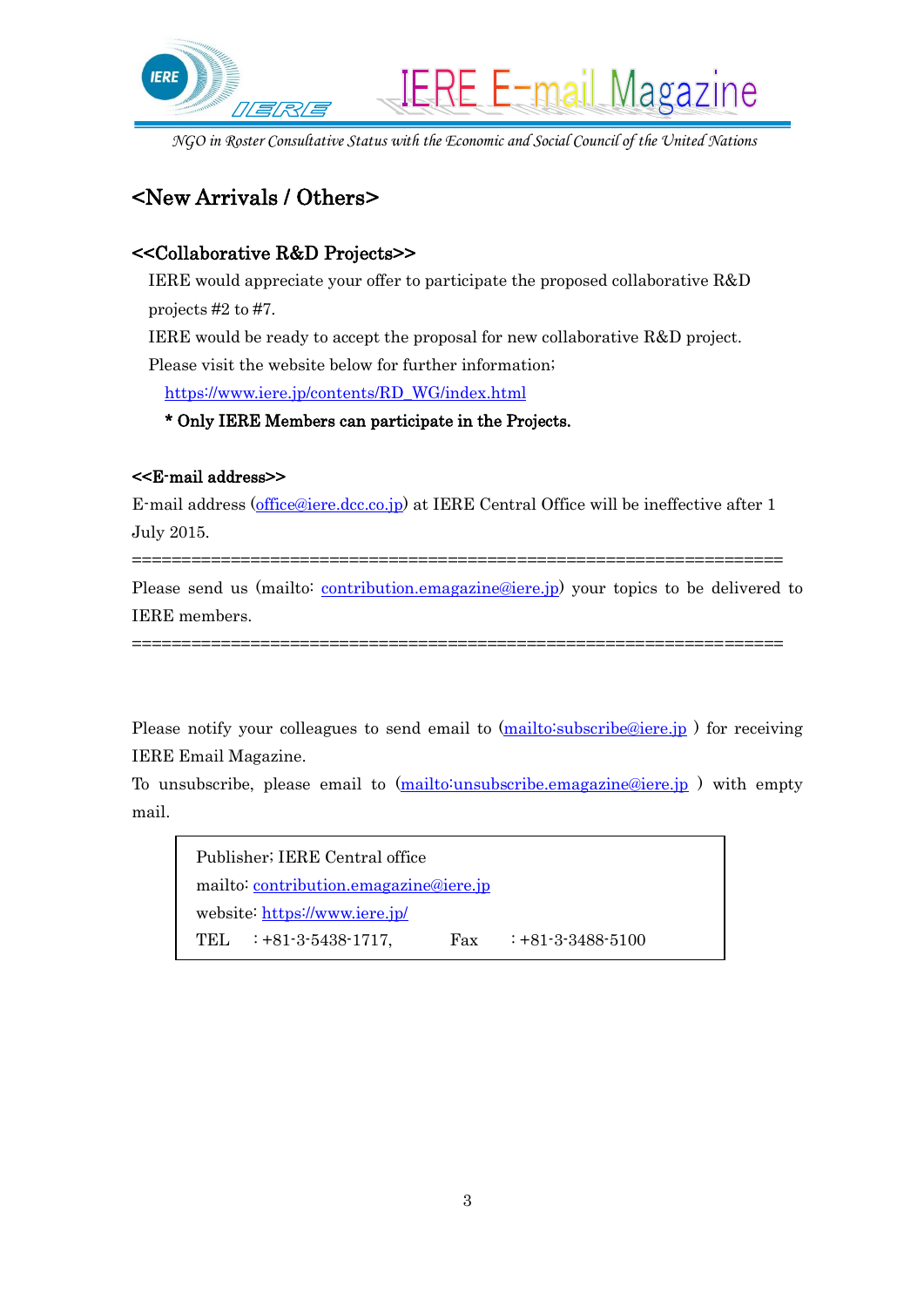## <New Arrivals / Others>

### <<Collaborative R&D Projects>>

IERE would appreciate your offer to participate the proposed collaborative R&D projects #2 to #7.

IERE would be ready to accept the proposal for new collaborative R&D project.

Please visit the website below for further information;

https://www.iere.jp/contents/RD_WG/index.html

**\* Only IERE Members can participate in the Projects.**

### <<E-mail address>>

E-mail address (office@iere.dcc.co.jp) at IERE Central Office will be ineffective after 1 July 2015.

==================================================================

Please send us (mailto: contribution.emagazine@iere.jp) your topics to be delivered to IERE members.

==================================================================

Please notify your colleagues to send email to (mailto:subscribe@iere.jp ) for receiving IERE Email Magazine.

To unsubscribe, please email to (mailto:unsubscribe.emagazine@iere.jp ) with empty mail.

| | |
|---|---|
| Publisher; IERE Central office | |
| mailto: contribution.emagazine@iere.jp | |
| website: https://www.iere.jp/ | |
| TEL : +81-3-5438-1717, | Fax : +81-3-3488-5100 |